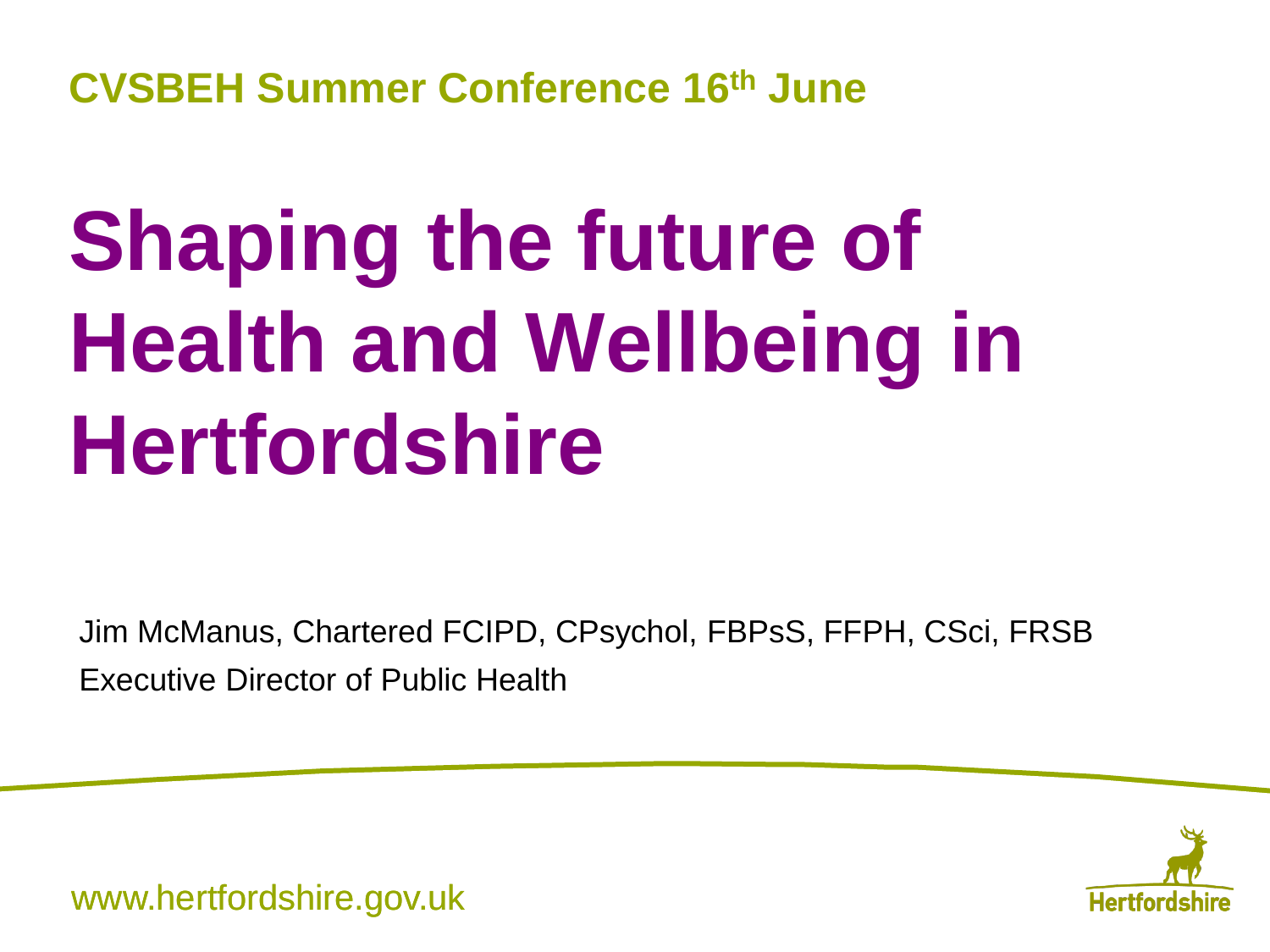CVSBEH Summer Conference 16th June

# Shaping the future of Health and Wellbeing in Hertfordshire

Jim McManus, Chartered FCIPD, CPsychol, FBPsS, FFPH, CSci, FRSB

Executive Director of Public Health

www.hertfordshire.gov.uk

Hertfordshire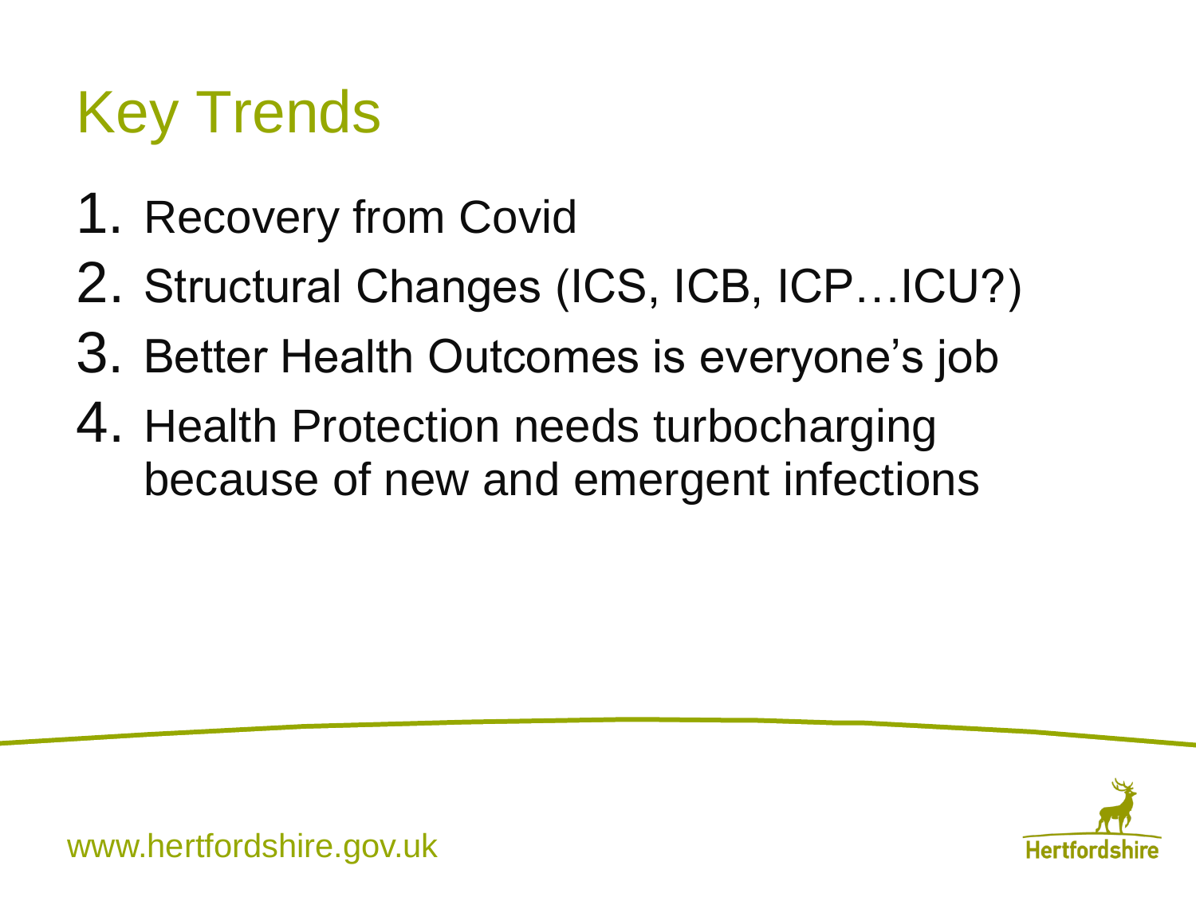# Key Trends

1. Recovery from Covid
2. Structural Changes (ICS, ICB, ICP…ICU?)
3. Better Health Outcomes is everyone's job
4. Health Protection needs turbocharging because of new and emergent infections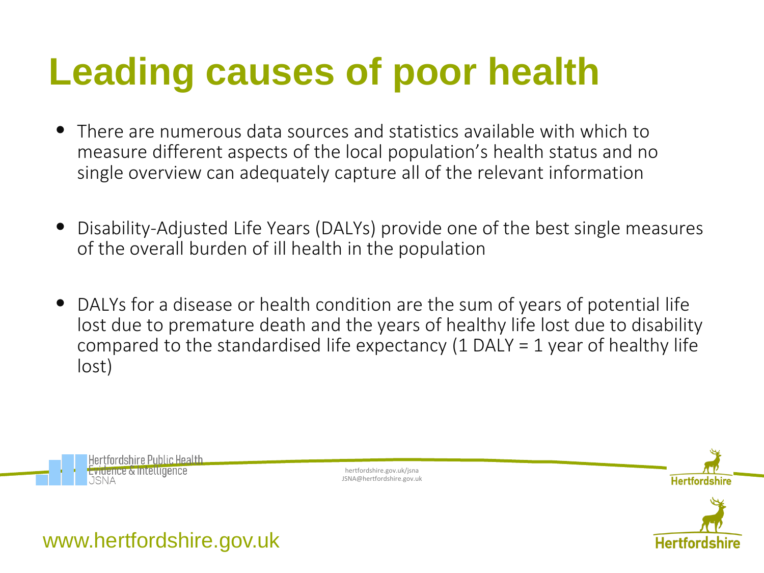# Leading causes of poor health

- There are numerous data sources and statistics available with which to measure different aspects of the local population's health status and no single overview can adequately capture all of the relevant information
- Disability-Adjusted Life Years (DALYs) provide one of the best single measures of the overall burden of ill health in the population
- DALYs for a disease or health condition are the sum of years of potential life lost due to premature death and the years of healthy life lost due to disability compared to the standardised life expectancy (1 DALY = 1 year of healthy life lost)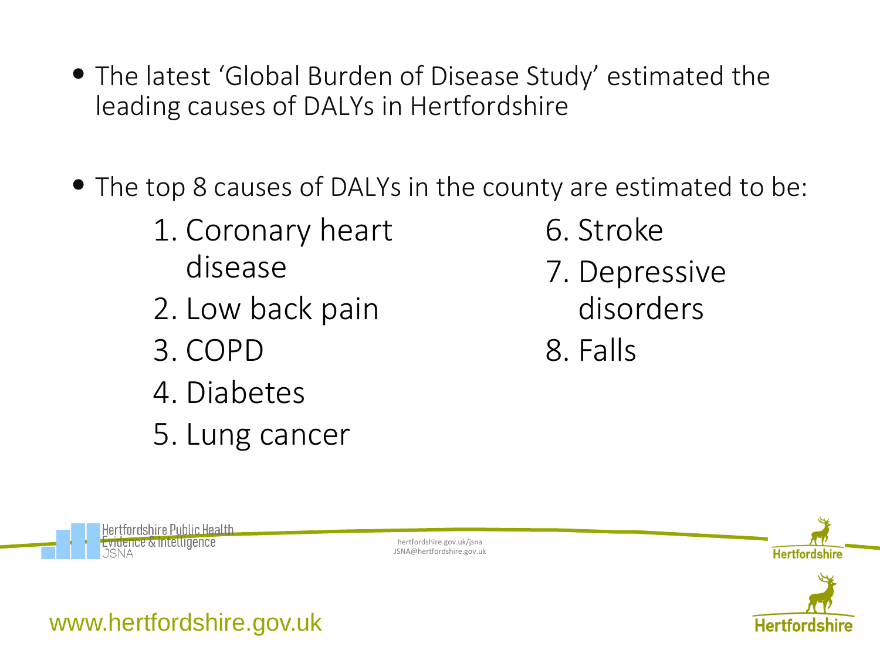- The latest 'Global Burden of Disease Study' estimated the leading causes of DALYs in Hertfordshire

- The top 8 causes of DALYs in the county are estimated to be:

  1. Coronary heart disease
  2. Low back pain
  3. COPD
  4. Diabetes
  5. Lung cancer
  6. Stroke
  7. Depressive disorders
  8. Falls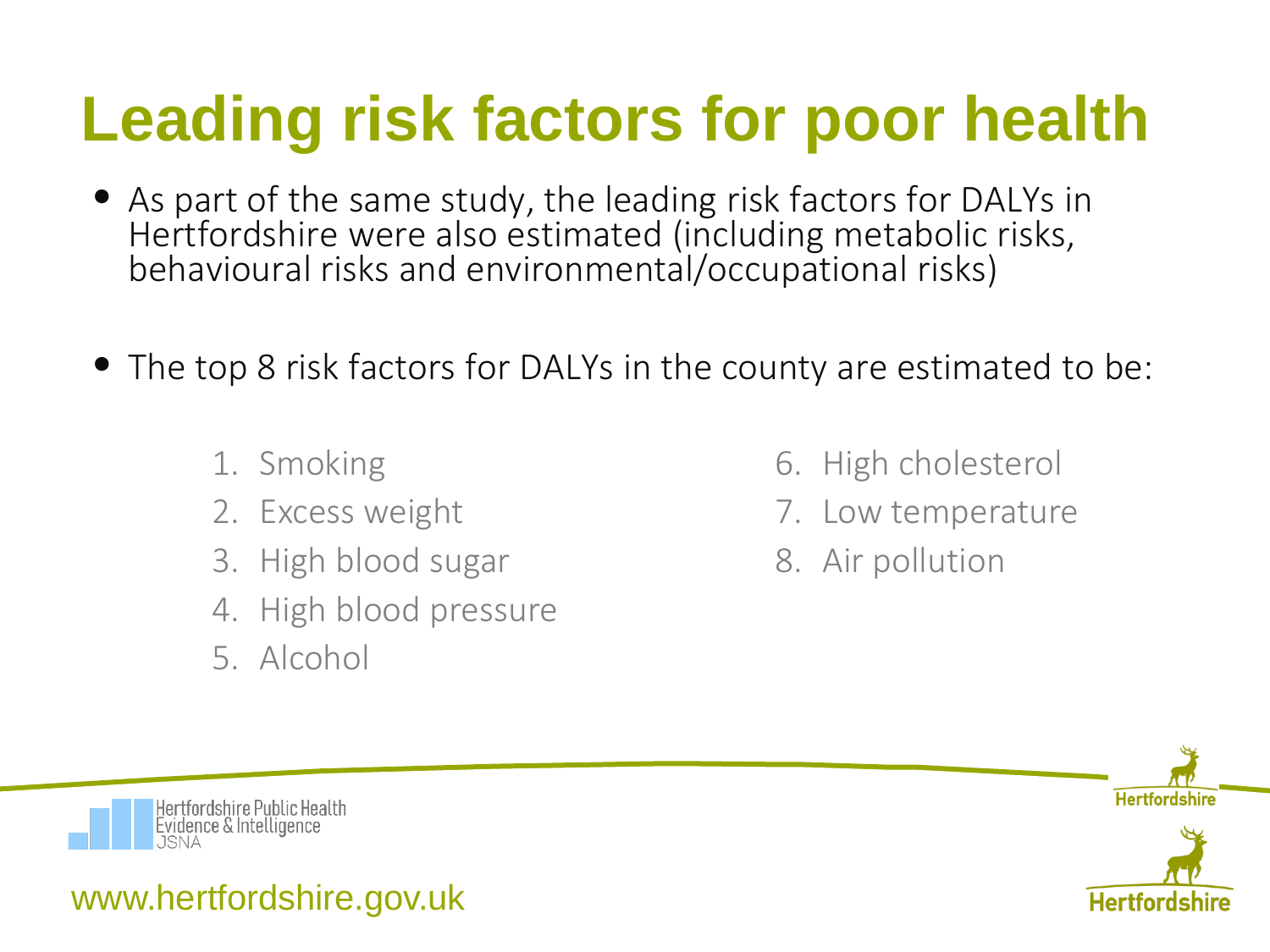# Leading risk factors for poor health

- As part of the same study, the leading risk factors for DALYs in Hertfordshire were also estimated (including metabolic risks, behavioural risks and environmental/occupational risks)

- The top 8 risk factors for DALYs in the county are estimated to be:

1. Smoking
2. Excess weight
3. High blood sugar
4. High blood pressure
5. Alcohol
6. High cholesterol
7. Low temperature
8. Air pollution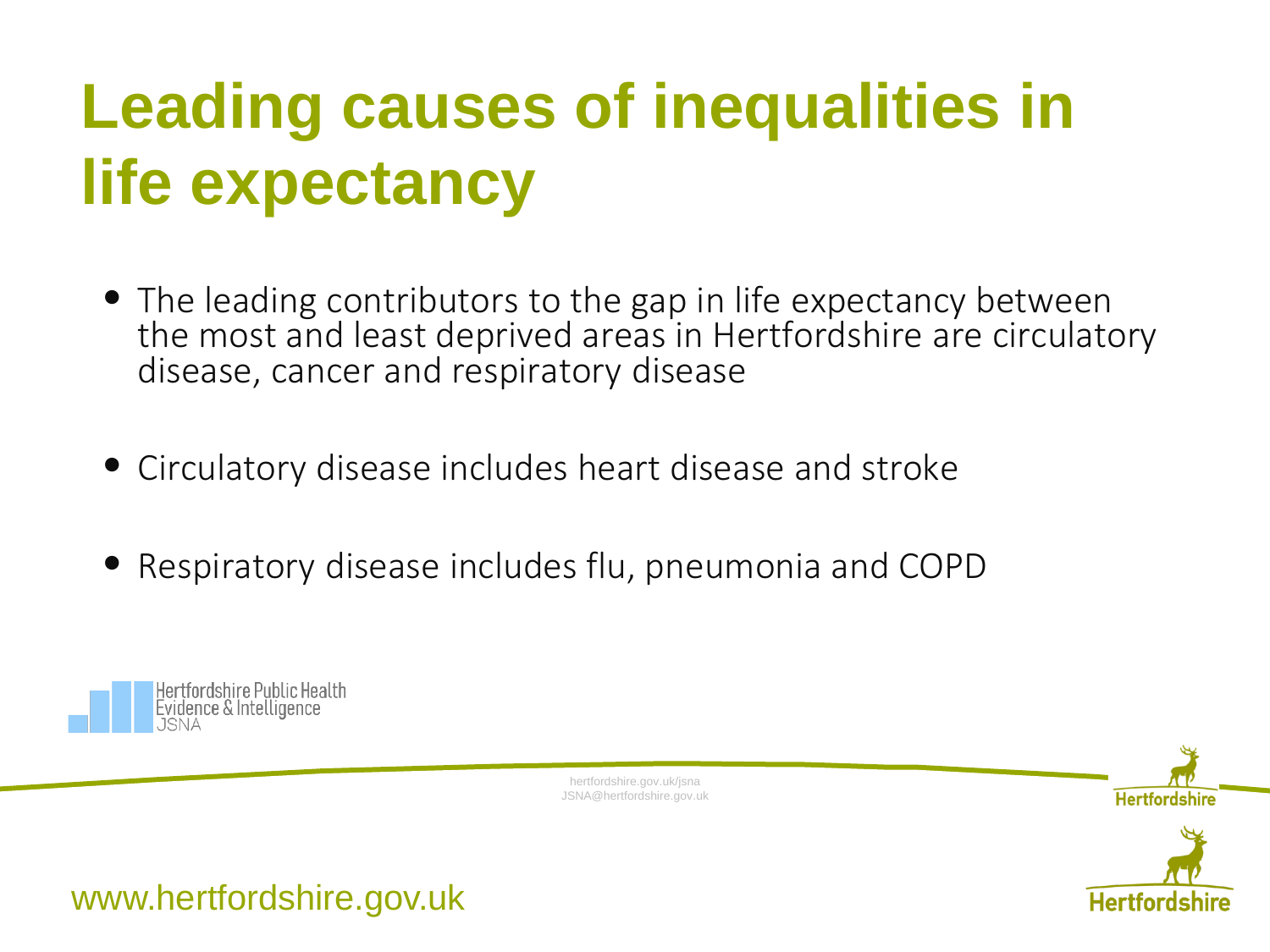# Leading causes of inequalities in life expectancy

- The leading contributors to the gap in life expectancy between the most and least deprived areas in Hertfordshire are circulatory disease, cancer and respiratory disease
- Circulatory disease includes heart disease and stroke
- Respiratory disease includes flu, pneumonia and COPD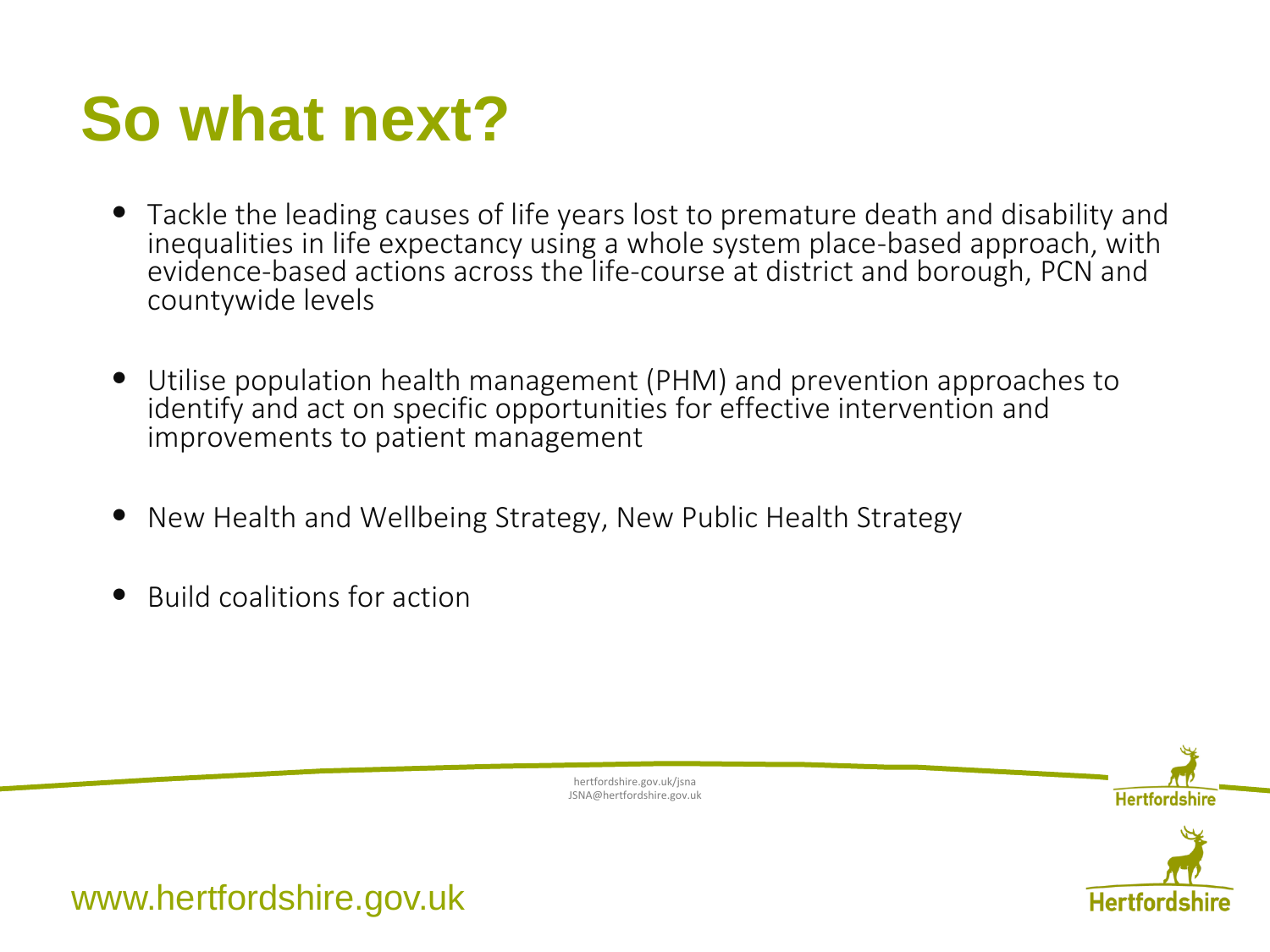# So what next?

- Tackle the leading causes of life years lost to premature death and disability and inequalities in life expectancy using a whole system place-based approach, with evidence-based actions across the life-course at district and borough, PCN and countywide levels
- Utilise population health management (PHM) and prevention approaches to identify and act on specific opportunities for effective intervention and improvements to patient management
- New Health and Wellbeing Strategy, New Public Health Strategy
- Build coalitions for action

hertfordshire.gov.uk/jsna
JSNA@hertfordshire.gov.uk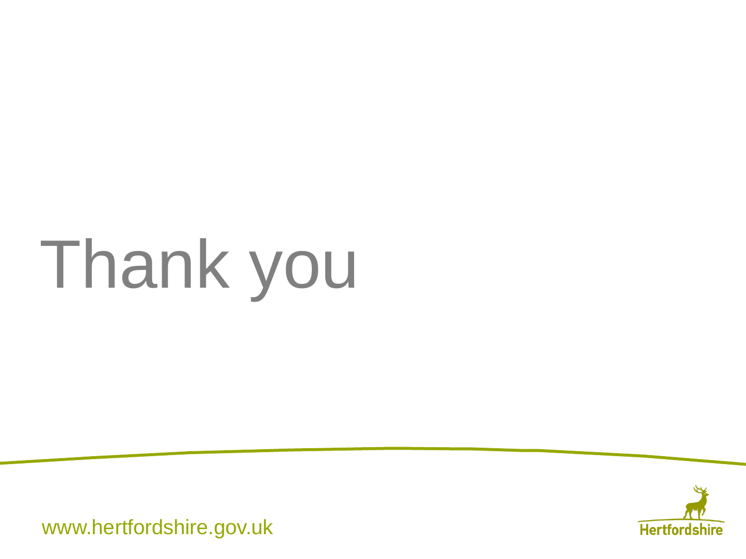# Thank you

www.hertfordshire.gov.uk

Hertfordshire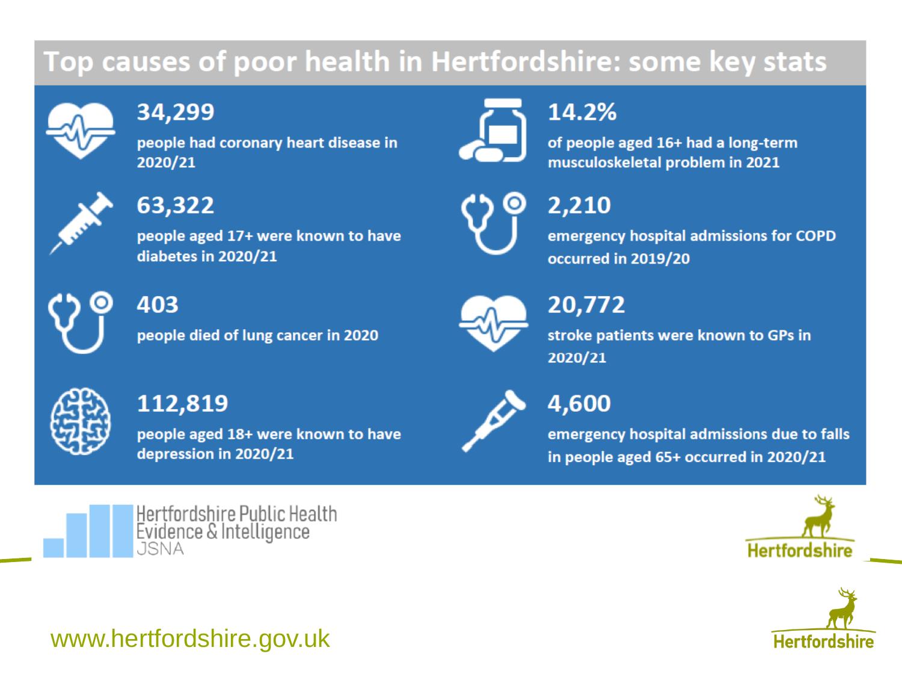# Top causes of poor health in Hertfordshire: some key stats

**34,299**
people had coronary heart disease in 2020/21

**14.2%**
of people aged 16+ had a long-term musculoskeletal problem in 2021

**63,322**
people aged 17+ were known to have diabetes in 2020/21

**2,210**
emergency hospital admissions for COPD occurred in 2019/20

**403**
people died of lung cancer in 2020

**20,772**
stroke patients were known to GPs in 2020/21

**112,819**
people aged 18+ were known to have depression in 2020/21

**4,600**
emergency hospital admissions due to falls in people aged 65+ occurred in 2020/21

Hertfordshire Public Health Evidence & Intelligence JSNA

Hertfordshire

www.hertfordshire.gov.uk